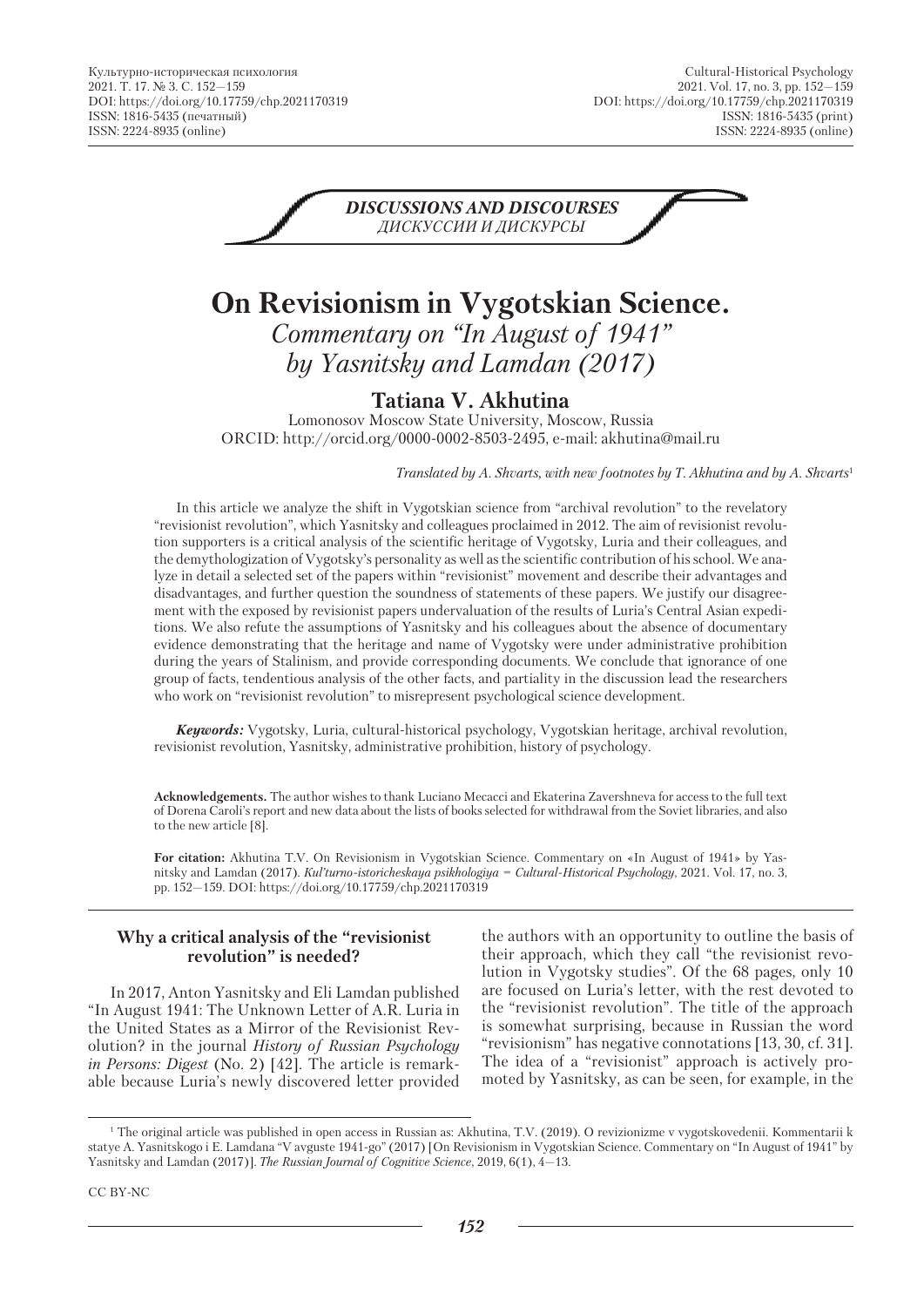DISCUSSIONS AND DISCOURSES
ДИСКУССИИ И ДИСКУРСЫ

# On Revisionism in Vygotskian Science.

*Commentary on "In August of 1941" by Yasnitsky and Lamdan (2017)*

**Tatiana V. Akhutina**

Lomonosov Moscow State University, Moscow, Russia
ORCID: http://orcid.org/0000-0002-8503-2495, e-mail: akhutina@mail.ru

*Translated by A. Shvarts, with new footnotes by T. Akhutina and by A. Shvarts*[1]

In this article we analyze the shift in Vygotskian science from "archival revolution" to the revelatory "revisionist revolution", which Yasnitsky and colleagues proclaimed in 2012. The aim of revisionist revolution supporters is a critical analysis of the scientific heritage of Vygotsky, Luria and their colleagues, and the demythologization of Vygotsky's personality as well as the scientific contribution of his school. We analyze in detail a selected set of the papers within "revisionist" movement and describe their advantages and disadvantages, and further question the soundness of statements of these papers. We justify our disagreement with the exposed by revisionist papers undervaluation of the results of Luria's Central Asian expeditions. We also refute the assumptions of Yasnitsky and his colleagues about the absence of documentary evidence demonstrating that the heritage and name of Vygotsky were under administrative prohibition during the years of Stalinism, and provide corresponding documents. We conclude that ignorance of one group of facts, tendentious analysis of the other facts, and partiality in the discussion lead the researchers who work on "revisionist revolution" to misrepresent psychological science development.

***Keywords:*** Vygotsky, Luria, cultural-historical psychology, Vygotskian heritage, archival revolution, revisionist revolution, Yasnitsky, administrative prohibition, history of psychology.

**Acknowledgements.** The author wishes to thank Luciano Mecacci and Ekaterina Zavershneva for access to the full text of Dorena Caroli's report and new data about the lists of books selected for withdrawal from the Soviet libraries, and also to the new article [8].

**For citation:** Akhutina T.V. On Revisionism in Vygotskian Science. Commentary on «In August of 1941» by Yasnitsky and Lamdan (2017). *Kul'turno-istoricheskaya psikhologiya = Cultural-Historical Psychology*, 2021. Vol. 17, no. 3, pp. 152—159. DOI: https://doi.org/10.17759/chp.2021170319

## Why a critical analysis of the "revisionist revolution" is needed?

In 2017, Anton Yasnitsky and Eli Lamdan published "In August 1941: The Unknown Letter of A.R. Luria in the United States as a Mirror of the Revisionist Revolution? in the journal *History of Russian Psychology in Persons: Digest* (No. 2) [42]. The article is remarkable because Luria's newly discovered letter provided the authors with an opportunity to outline the basis of their approach, which they call "the revisionist revolution in Vygotsky studies". Of the 68 pages, only 10 are focused on Luria's letter, with the rest devoted to the "revisionist revolution". The title of the approach is somewhat surprising, because in Russian the word "revisionism" has negative connotations [13, 30, cf. 31]. The idea of a "revisionist" approach is actively promoted by Yasnitsky, as can be seen, for example, in the

[1] The original article was published in open access in Russian as: Akhutina, T.V. (2019). O revizionizme v vygotskovedenii. Kommentarii k statye A. Yasnitskogo i E. Lamdana "V avguste 1941-go" (2017) [On Revisionism in Vygotskian Science. Commentary on "In August of 1941" by Yasnitsky and Lamdan (2017)]. *The Russian Journal of Cognitive Science*, 2019, 6(1), 4—13.

CC BY-NC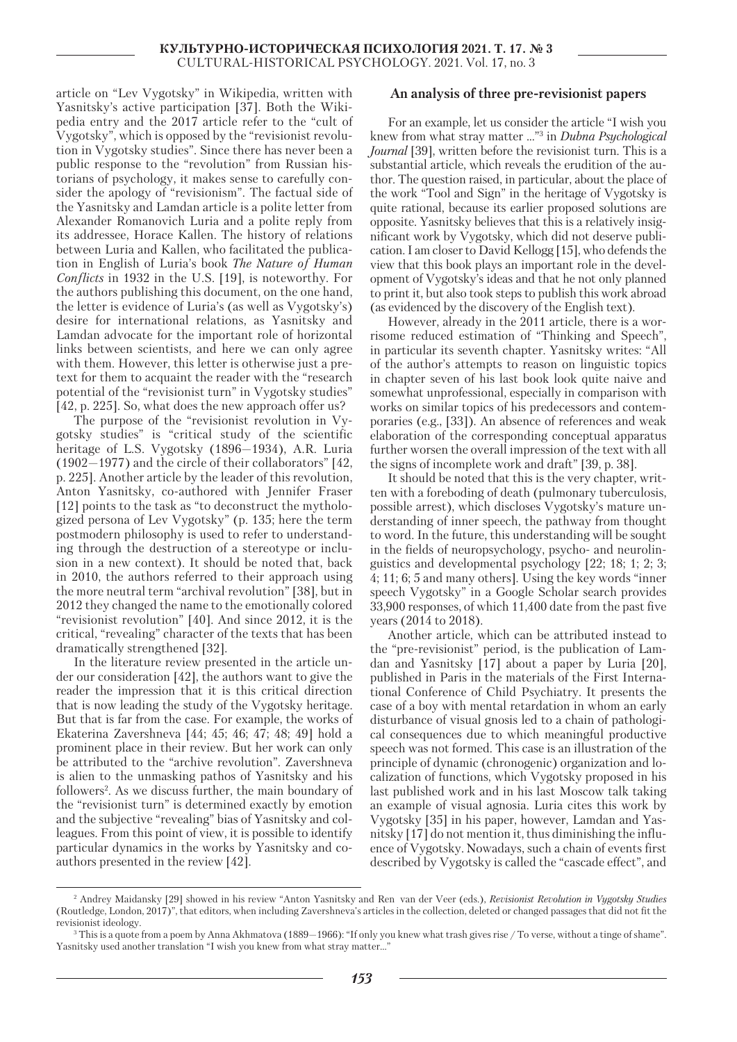article on "Lev Vygotsky" in Wikipedia, written with Yasnitsky's active participation [37]. Both the Wikipedia entry and the 2017 article refer to the "cult of Vygotsky", which is opposed by the "revisionist revolution in Vygotsky studies". Since there has never been a public response to the "revolution" from Russian historians of psychology, it makes sense to carefully consider the apology of "revisionism". The factual side of the Yasnitsky and Lamdan article is a polite letter from Alexander Romanovich Luria and a polite reply from its addressee, Horace Kallen. The history of relations between Luria and Kallen, who facilitated the publication in English of Luria's book *The Nature of Human Conflicts* in 1932 in the U.S. [19], is noteworthy. For the authors publishing this document, on the one hand, the letter is evidence of Luria's (as well as Vygotsky's) desire for international relations, as Yasnitsky and Lamdan advocate for the important role of horizontal links between scientists, and here we can only agree with them. However, this letter is otherwise just a pretext for them to acquaint the reader with the "research potential of the "revisionist turn" in Vygotsky studies" [42, p. 225]. So, what does the new approach offer us?

The purpose of the "revisionist revolution in Vygotsky studies" is "critical study of the scientific heritage of L.S. Vygotsky (1896—1934), A.R. Luria (1902—1977) and the circle of their collaborators" [42, p. 225]. Another article by the leader of this revolution, Anton Yasnitsky, co-authored with Jennifer Fraser [12] points to the task as "to deconstruct the mythologized persona of Lev Vygotsky" (p. 135; here the term postmodern philosophy is used to refer to understanding through the destruction of a stereotype or inclusion in a new context). It should be noted that, back in 2010, the authors referred to their approach using the more neutral term "archival revolution" [38], but in 2012 they changed the name to the emotionally colored "revisionist revolution" [40]. And since 2012, it is the critical, "revealing" character of the texts that has been dramatically strengthened [32].

In the literature review presented in the article under our consideration [42], the authors want to give the reader the impression that it is this critical direction that is now leading the study of the Vygotsky heritage. But that is far from the case. For example, the works of Ekaterina Zavershneva [44; 45; 46; 47; 48; 49] hold a prominent place in their review. But her work can only be attributed to the "archive revolution". Zavershneva is alien to the unmasking pathos of Yasnitsky and his followers[2]. As we discuss further, the main boundary of the "revisionist turn" is determined exactly by emotion and the subjective "revealing" bias of Yasnitsky and colleagues. From this point of view, it is possible to identify particular dynamics in the works by Yasnitsky and coauthors presented in the review [42].

## An analysis of three pre-revisionist papers

For an example, let us consider the article "I wish you knew from what stray matter ..."[3] in *Dubna Psychological Journal* [39], written before the revisionist turn. This is a substantial article, which reveals the erudition of the author. The question raised, in particular, about the place of the work "Tool and Sign" in the heritage of Vygotsky is quite rational, because its earlier proposed solutions are opposite. Yasnitsky believes that this is a relatively insignificant work by Vygotsky, which did not deserve publication. I am closer to David Kellogg [15], who defends the view that this book plays an important role in the development of Vygotsky's ideas and that he not only planned to print it, but also took steps to publish this work abroad (as evidenced by the discovery of the English text).

However, already in the 2011 article, there is a worrisome reduced estimation of "Thinking and Speech", in particular its seventh chapter. Yasnitsky writes: "All of the author's attempts to reason on linguistic topics in chapter seven of his last book look quite naive and somewhat unprofessional, especially in comparison with works on similar topics of his predecessors and contemporaries (e.g., [33]). An absence of references and weak elaboration of the corresponding conceptual apparatus further worsen the overall impression of the text with all the signs of incomplete work and draft" [39, p. 38].

It should be noted that this is the very chapter, written with a foreboding of death (pulmonary tuberculosis, possible arrest), which discloses Vygotsky's mature understanding of inner speech, the pathway from thought to word. In the future, this understanding will be sought in the fields of neuropsychology, psycho- and neurolinguistics and developmental psychology [22; 18; 1; 2; 3; 4; 11; 6; 5 and many others]. Using the key words "inner speech Vygotsky" in a Google Scholar search provides 33,900 responses, of which 11,400 date from the past five years (2014 to 2018).

Another article, which can be attributed instead to the "pre-revisionist" period, is the publication of Lamdan and Yasnitsky [17] about a paper by Luria [20], published in Paris in the materials of the First International Conference of Child Psychiatry. It presents the case of a boy with mental retardation in whom an early disturbance of visual gnosis led to a chain of pathological consequences due to which meaningful productive speech was not formed. This case is an illustration of the principle of dynamic (chronogenic) organization and localization of functions, which Vygotsky proposed in his last published work and in his last Moscow talk taking an example of visual agnosia. Luria cites this work by Vygotsky [35] in his paper, however, Lamdan and Yasnitsky [17] do not mention it, thus diminishing the influence of Vygotsky. Nowadays, such a chain of events first described by Vygotsky is called the "cascade effect", and

---

[2] Andrey Maidansky [29] showed in his review "Anton Yasnitsky and Ren van der Veer (eds.), *Revisionist Revolution in Vygotsky Studies* (Routledge, London, 2017)", that editors, when including Zavershneva's articles in the collection, deleted or changed passages that did not fit the revisionist ideology.

[3] This is a quote from a poem by Anna Akhmatova (1889—1966): "If only you knew what trash gives rise / To verse, without a tinge of shame". Yasnitsky used another translation "I wish you knew from what stray matter..."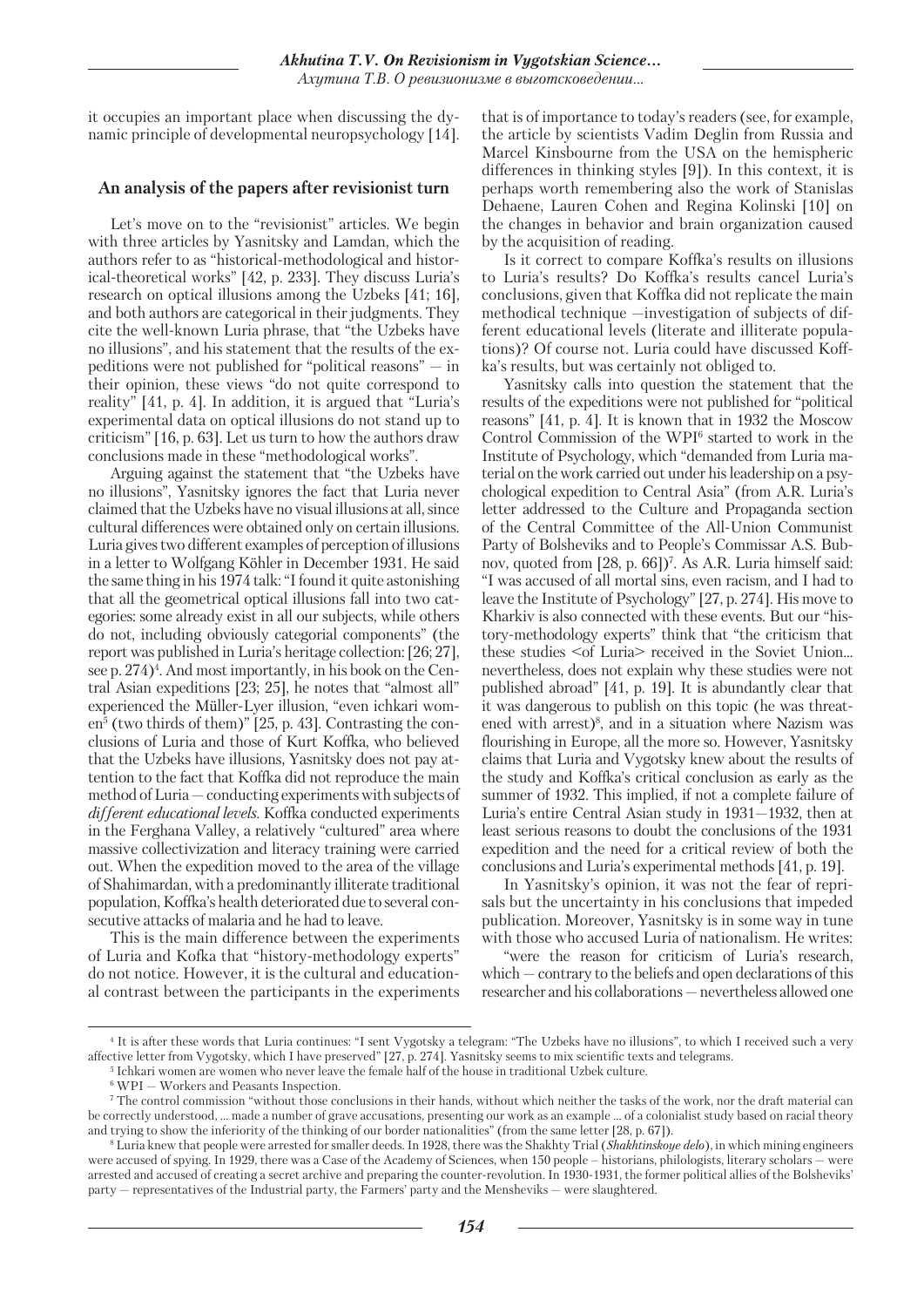it occupies an important place when discussing the dynamic principle of developmental neuropsychology [14].

## An analysis of the papers after revisionist turn

Let's move on to the "revisionist" articles. We begin with three articles by Yasnitsky and Lamdan, which the authors refer to as "historical-methodological and historical-theoretical works" [42, p. 233]. They discuss Luria's research on optical illusions among the Uzbeks [41; 16], and both authors are categorical in their judgments. They cite the well-known Luria phrase, that "the Uzbeks have no illusions", and his statement that the results of the expeditions were not published for "political reasons" — in their opinion, these views "do not quite correspond to reality" [41, p. 4]. In addition, it is argued that "Luria's experimental data on optical illusions do not stand up to criticism" [16, p. 63]. Let us turn to how the authors draw conclusions made in these "methodological works".

Arguing against the statement that "the Uzbeks have no illusions", Yasnitsky ignores the fact that Luria never claimed that the Uzbeks have no visual illusions at all, since cultural differences were obtained only on certain illusions. Luria gives two different examples of perception of illusions in a letter to Wolfgang Köhler in December 1931. He said the same thing in his 1974 talk: "I found it quite astonishing that all the geometrical optical illusions fall into two categories: some already exist in all our subjects, while others do not, including obviously categorial components" (the report was published in Luria's heritage collection: [26; 27], see p. 274)[4]. And most importantly, in his book on the Central Asian expeditions [23; 25], he notes that "almost all" experienced the Müller-Lyer illusion, "even ichkari women[5] (two thirds of them)" [25, p. 43]. Contrasting the conclusions of Luria and those of Kurt Koffka, who believed that the Uzbeks have illusions, Yasnitsky does not pay attention to the fact that Koffka did not reproduce the main method of Luria — conducting experiments with subjects of *different educational levels*. Koffka conducted experiments in the Ferghana Valley, a relatively "cultured" area where massive collectivization and literacy training were carried out. When the expedition moved to the area of the village of Shahimardan, with a predominantly illiterate traditional population, Koffka's health deteriorated due to several consecutive attacks of malaria and he had to leave.

This is the main difference between the experiments of Luria and Kofka that "history-methodology experts" do not notice. However, it is the cultural and educational contrast between the participants in the experiments that is of importance to today's readers (see, for example, the article by scientists Vadim Deglin from Russia and Marcel Kinsbourne from the USA on the hemispheric differences in thinking styles [9]). In this context, it is perhaps worth remembering also the work of Stanislas Dehaene, Lauren Cohen and Regina Kolinski [10] on the changes in behavior and brain organization caused by the acquisition of reading.

Is it correct to compare Koffka's results on illusions to Luria's results? Do Koffka's results cancel Luria's conclusions, given that Koffka did not replicate the main methodical technique —investigation of subjects of different educational levels (literate and illiterate populations)? Of course not. Luria could have discussed Koffka's results, but was certainly not obliged to.

Yasnitsky calls into question the statement that the results of the expeditions were not published for "political reasons" [41, p. 4]. It is known that in 1932 the Moscow Control Commission of the WPI[6] started to work in the Institute of Psychology, which "demanded from Luria material on the work carried out under his leadership on a psychological expedition to Central Asia" (from A.R. Luria's letter addressed to the Culture and Propaganda section of the Central Committee of the All-Union Communist Party of Bolsheviks and to People's Commissar A.S. Bubnov, quoted from [28, p. 66])[7]. As A.R. Luria himself said: "I was accused of all mortal sins, even racism, and I had to leave the Institute of Psychology" [27, p. 274]. His move to Kharkiv is also connected with these events. But our "history-methodology experts" think that "the criticism that these studies <of Luria> received in the Soviet Union... nevertheless, does not explain why these studies were not published abroad" [41, p. 19]. It is abundantly clear that it was dangerous to publish on this topic (he was threatened with arrest)[8], and in a situation where Nazism was flourishing in Europe, all the more so. However, Yasnitsky claims that Luria and Vygotsky knew about the results of the study and Koffka's critical conclusion as early as the summer of 1932. This implied, if not a complete failure of Luria's entire Central Asian study in 1931—1932, then at least serious reasons to doubt the conclusions of the 1931 expedition and the need for a critical review of both the conclusions and Luria's experimental methods [41, p. 19].

In Yasnitsky's opinion, it was not the fear of reprisals but the uncertainty in his conclusions that impeded publication. Moreover, Yasnitsky is in some way in tune with those who accused Luria of nationalism. He writes:

"were the reason for criticism of Luria's research, which — contrary to the beliefs and open declarations of this researcher and his collaborations — nevertheless allowed one

---

[4] It is after these words that Luria continues: "I sent Vygotsky a telegram: "The Uzbeks have no illusions", to which I received such a very affective letter from Vygotsky, which I have preserved" [27, p. 274]. Yasnitsky seems to mix scientific texts and telegrams.

[5] Ichkari women are women who never leave the female half of the house in traditional Uzbek culture.

[6] WPI — Workers and Peasants Inspection.

[7] The control commission "without those conclusions in their hands, without which neither the tasks of the work, nor the draft material can be correctly understood, ... made a number of grave accusations, presenting our work as an example ... of a colonialist study based on racial theory and trying to show the inferiority of the thinking of our border nationalities" (from the same letter [28, p. 67]).

[8] Luria knew that people were arrested for smaller deeds. In 1928, there was the Shakhty Trial (*Shakhtinskoye delo*), in which mining engineers were accused of spying. In 1929, there was a Case of the Academy of Sciences, when 150 people – historians, philologists, literary scholars — were arrested and accused of creating a secret archive and preparing the counter-revolution. In 1930-1931, the former political allies of the Bolsheviks' party — representatives of the Industrial party, the Farmers' party and the Mensheviks — were slaughtered.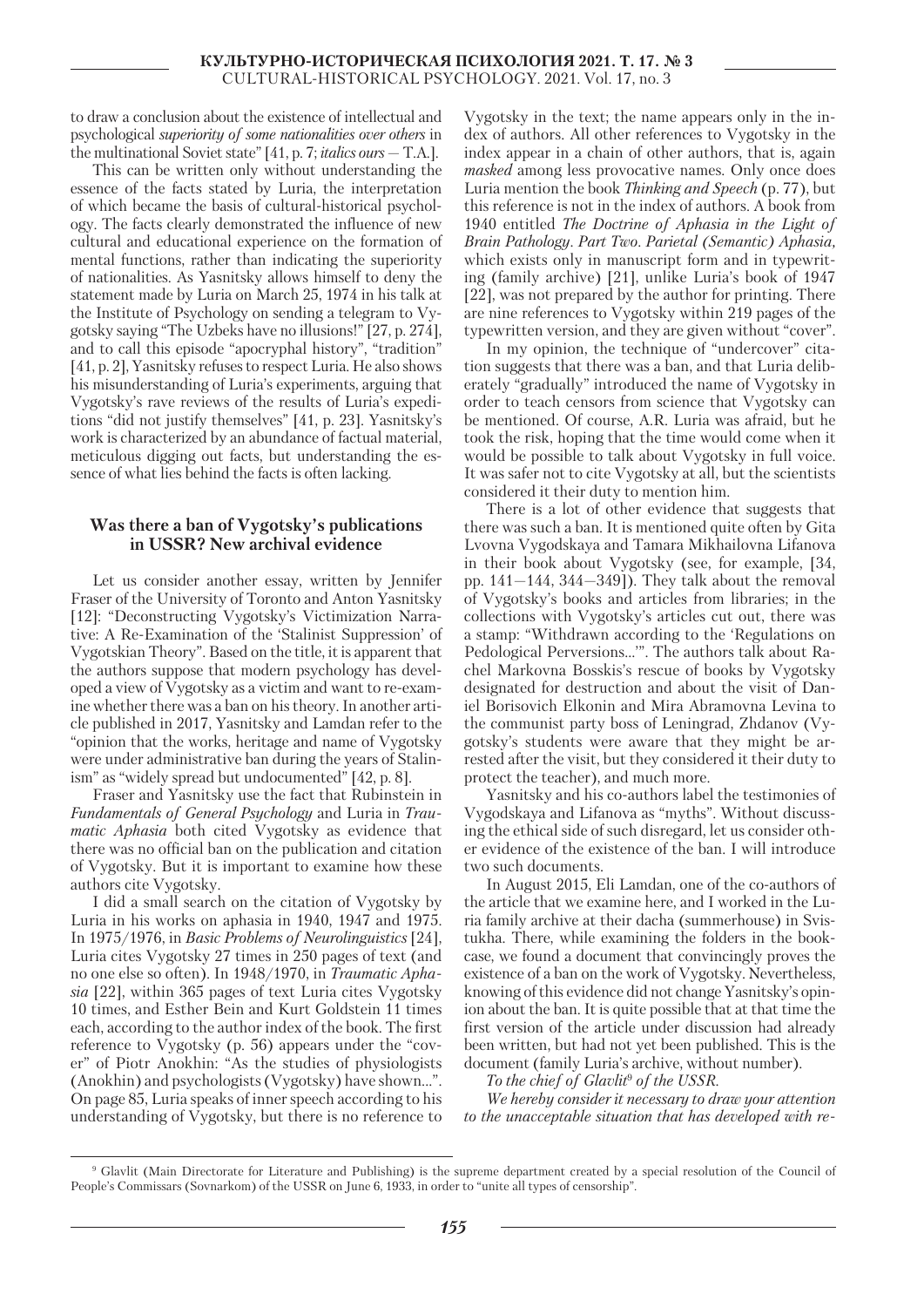to draw a conclusion about the existence of intellectual and psychological *superiority of some nationalities over others* in the multinational Soviet state" [41, p. 7; *italics ours* — T.A.].

This can be written only without understanding the essence of the facts stated by Luria, the interpretation of which became the basis of cultural-historical psychology. The facts clearly demonstrated the influence of new cultural and educational experience on the formation of mental functions, rather than indicating the superiority of nationalities. As Yasnitsky allows himself to deny the statement made by Luria on March 25, 1974 in his talk at the Institute of Psychology on sending a telegram to Vygotsky saying "The Uzbeks have no illusions!" [27, p. 274], and to call this episode "apocryphal history", "tradition" [41, p. 2], Yasnitsky refuses to respect Luria. He also shows his misunderstanding of Luria's experiments, arguing that Vygotsky's rave reviews of the results of Luria's expeditions "did not justify themselves" [41, p. 23]. Yasnitsky's work is characterized by an abundance of factual material, meticulous digging out facts, but understanding the essence of what lies behind the facts is often lacking.

## Was there a ban of Vygotsky's publications in USSR? New archival evidence

Let us consider another essay, written by Jennifer Fraser of the University of Toronto and Anton Yasnitsky [12]: "Deconstructing Vygotsky's Victimization Narrative: A Re-Examination of the 'Stalinist Suppression' of Vygotskian Theory". Based on the title, it is apparent that the authors suppose that modern psychology has developed a view of Vygotsky as a victim and want to re-examine whether there was a ban on his theory. In another article published in 2017, Yasnitsky and Lamdan refer to the "opinion that the works, heritage and name of Vygotsky were under administrative ban during the years of Stalinism" as "widely spread but undocumented" [42, p. 8].

Fraser and Yasnitsky use the fact that Rubinstein in *Fundamentals of General Psychology* and Luria in *Traumatic Aphasia* both cited Vygotsky as evidence that there was no official ban on the publication and citation of Vygotsky. But it is important to examine how these authors cite Vygotsky.

I did a small search on the citation of Vygotsky by Luria in his works on aphasia in 1940, 1947 and 1975. In 1975/1976, in *Basic Problems of Neurolinguistics* [24], Luria cites Vygotsky 27 times in 250 pages of text (and no one else so often). In 1948/1970, in *Traumatic Aphasia* [22], within 365 pages of text Luria cites Vygotsky 10 times, and Esther Bein and Kurt Goldstein 11 times each, according to the author index of the book. The first reference to Vygotsky (p. 56) appears under the "cover" of Piotr Anokhin: "As the studies of physiologists (Anokhin) and psychologists (Vygotsky) have shown...". On page 85, Luria speaks of inner speech according to his understanding of Vygotsky, but there is no reference to Vygotsky in the text; the name appears only in the index of authors. All other references to Vygotsky in the index appear in a chain of other authors, that is, again *masked* among less provocative names. Only once does Luria mention the book *Thinking and Speech* (p. 77), but this reference is not in the index of authors. A book from 1940 entitled *The Doctrine of Aphasia in the Light of Brain Pathology. Part Two. Parietal (Semantic) Aphasia*, which exists only in manuscript form and in typewriting (family archive) [21], unlike Luria's book of 1947 [22], was not prepared by the author for printing. There are nine references to Vygotsky within 219 pages of the typewritten version, and they are given without "cover".

In my opinion, the technique of "undercover" citation suggests that there was a ban, and that Luria deliberately "gradually" introduced the name of Vygotsky in order to teach censors from science that Vygotsky can be mentioned. Of course, A.R. Luria was afraid, but he took the risk, hoping that the time would come when it would be possible to talk about Vygotsky in full voice. It was safer not to cite Vygotsky at all, but the scientists considered it their duty to mention him.

There is a lot of other evidence that suggests that there was such a ban. It is mentioned quite often by Gita Lvovna Vygodskaya and Tamara Mikhailovna Lifanova in their book about Vygotsky (see, for example, [34, pp. 141—144, 344—349]). They talk about the removal of Vygotsky's books and articles from libraries; in the collections with Vygotsky's articles cut out, there was a stamp: "Withdrawn according to the 'Regulations on Pedological Perversions...'". The authors talk about Rachel Markovna Bosskis's rescue of books by Vygotsky designated for destruction and about the visit of Daniel Borisovich Elkonin and Mira Abramovna Levina to the communist party boss of Leningrad, Zhdanov (Vygotsky's students were aware that they might be arrested after the visit, but they considered it their duty to protect the teacher), and much more.

Yasnitsky and his co-authors label the testimonies of Vygodskaya and Lifanova as "myths". Without discussing the ethical side of such disregard, let us consider other evidence of the existence of the ban. I will introduce two such documents.

In August 2015, Eli Lamdan, one of the co-authors of the article that we examine here, and I worked in the Luria family archive at their dacha (summerhouse) in Svistukha. There, while examining the folders in the bookcase, we found a document that convincingly proves the existence of a ban on the work of Vygotsky. Nevertheless, knowing of this evidence did not change Yasnitsky's opinion about the ban. It is quite possible that at that time the first version of the article under discussion had already been written, but had not yet been published. This is the document (family Luria's archive, without number).

*To the chief of Glavlit[9] of the USSR.*

*We hereby consider it necessary to draw your attention to the unacceptable situation that has developed with re-*

[9] Glavlit (Main Directorate for Literature and Publishing) is the supreme department created by a special resolution of the Council of People's Commissars (Sovnarkom) of the USSR on June 6, 1933, in order to "unite all types of censorship".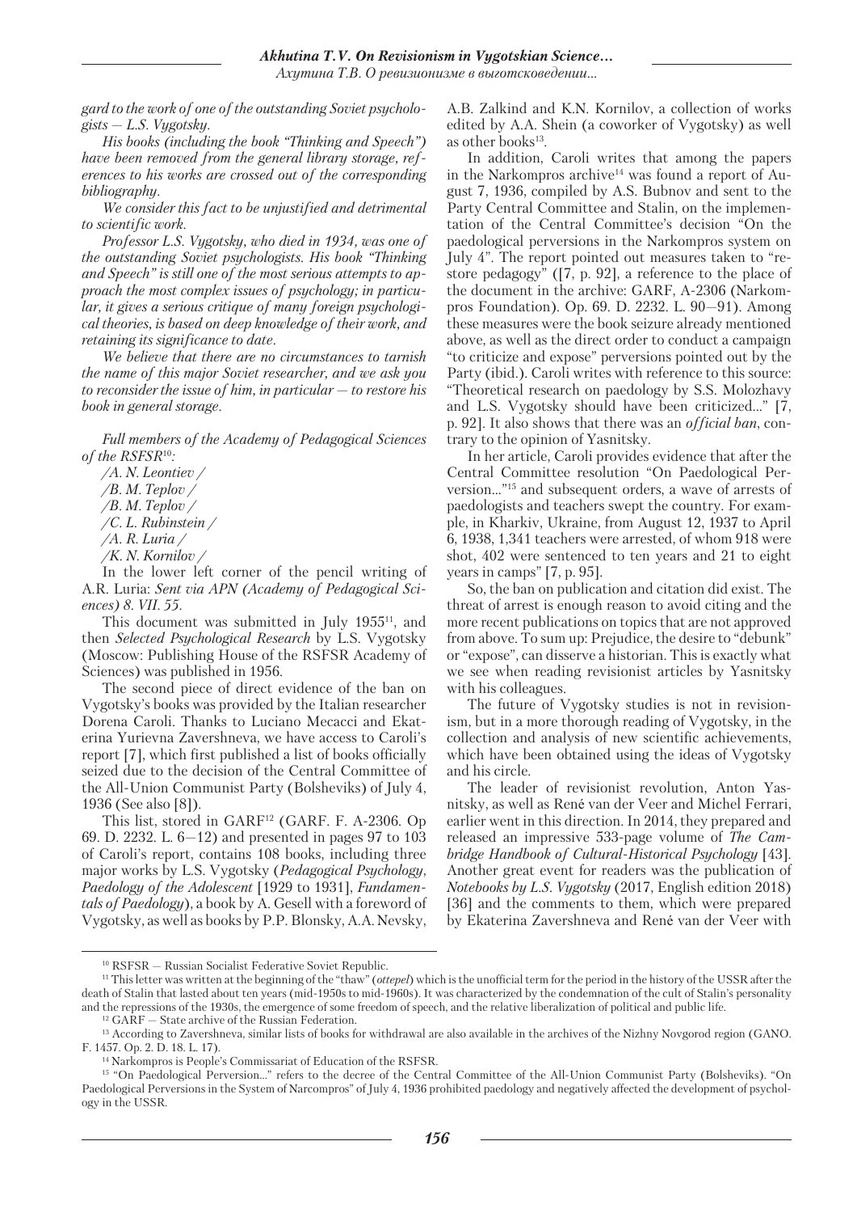*gard to the work of one of the outstanding Soviet psychologists — L.S. Vygotsky.*

*His books (including the book "Thinking and Speech") have been removed from the general library storage, references to his works are crossed out of the corresponding bibliography.*

*We consider this fact to be unjustified and detrimental to scientific work.*

*Professor L.S. Vygotsky, who died in 1934, was one of the outstanding Soviet psychologists. His book "Thinking and Speech" is still one of the most serious attempts to approach the most complex issues of psychology; in particular, it gives a serious critique of many foreign psychological theories, is based on deep knowledge of their work, and retaining its significance to date.*

*We believe that there are no circumstances to tarnish the name of this major Soviet researcher, and we ask you to reconsider the issue of him, in particular — to restore his book in general storage.*

*Full members of the Academy of Pedagogical Sciences of the RSFSR*[10]*:*

*/A. N. Leontiev /*

*/B. M. Teplov /*

*/B. M. Teplov /*

*/C. L. Rubinstein /*

*/A. R. Luria /*

*/K. N. Kornilov /*

In the lower left corner of the pencil writing of A.R. Luria: *Sent via APN (Academy of Pedagogical Sciences) 8. VII. 55.*

This document was submitted in July 1955[11], and then *Selected Psychological Research* by L.S. Vygotsky (Moscow: Publishing House of the RSFSR Academy of Sciences) was published in 1956.

The second piece of direct evidence of the ban on Vygotsky's books was provided by the Italian researcher Dorena Caroli. Thanks to Luciano Mecacci and Ekaterina Yurievna Zavershneva, we have access to Caroli's report [7], which first published a list of books officially seized due to the decision of the Central Committee of the All-Union Communist Party (Bolsheviks) of July 4, 1936 (See also [8]).

This list, stored in GARF[12] (GARF. F. A-2306. Op 69. D. 2232. L. 6—12) and presented in pages 97 to 103 of Caroli's report, contains 108 books, including three major works by L.S. Vygotsky (*Pedagogical Psychology*, *Paedology of the Adolescent* [1929 to 1931], *Fundamentals of Paedology*), a book by A. Gesell with a foreword of Vygotsky, as well as books by P.P. Blonsky, A.A. Nevsky, A.B. Zalkind and K.N. Kornilov, a collection of works edited by A.A. Shein (a coworker of Vygotsky) as well as other books[13].

In addition, Caroli writes that among the papers in the Narkompros archive[14] was found a report of August 7, 1936, compiled by A.S. Bubnov and sent to the Party Central Committee and Stalin, on the implementation of the Central Committee's decision "On the paedological perversions in the Narkompros system on July 4". The report pointed out measures taken to "restore pedagogy" ([7, p. 92], a reference to the place of the document in the archive: GARF, A-2306 (Narkompros Foundation). Op. 69. D. 2232. L. 90—91). Among these measures were the book seizure already mentioned above, as well as the direct order to conduct a campaign "to criticize and expose" perversions pointed out by the Party (ibid.). Caroli writes with reference to this source: "Theoretical research on paedology by S.S. Molozhavy and L.S. Vygotsky should have been criticized..." [7, p. 92]. It also shows that there was an *official ban*, contrary to the opinion of Yasnitsky.

In her article, Caroli provides evidence that after the Central Committee resolution "On Paedological Perversion..."[15] and subsequent orders, a wave of arrests of paedologists and teachers swept the country. For example, in Kharkiv, Ukraine, from August 12, 1937 to April 6, 1938, 1,341 teachers were arrested, of whom 918 were shot, 402 were sentenced to ten years and 21 to eight years in camps" [7, p. 95].

So, the ban on publication and citation did exist. The threat of arrest is enough reason to avoid citing and the more recent publications on topics that are not approved from above. To sum up: Prejudice, the desire to "debunk" or "expose", can disserve a historian. This is exactly what we see when reading revisionist articles by Yasnitsky with his colleagues.

The future of Vygotsky studies is not in revisionism, but in a more thorough reading of Vygotsky, in the collection and analysis of new scientific achievements, which have been obtained using the ideas of Vygotsky and his circle.

The leader of revisionist revolution, Anton Yasnitsky, as well as René van der Veer and Michel Ferrari, earlier went in this direction. In 2014, they prepared and released an impressive 533-page volume of *The Cambridge Handbook of Cultural-Historical Psychology* [43]. Another great event for readers was the publication of *Notebooks by L.S. Vygotsky* (2017, English edition 2018) [36] and the comments to them, which were prepared by Ekaterina Zavershneva and René van der Veer with

---

[10] RSFSR — Russian Socialist Federative Soviet Republic.

[11] This letter was written at the beginning of the "thaw" (*ottepel*) which is the unofficial term for the period in the history of the USSR after the death of Stalin that lasted about ten years (mid-1950s to mid-1960s). It was characterized by the condemnation of the cult of Stalin's personality and the repressions of the 1930s, the emergence of some freedom of speech, and the relative liberalization of political and public life.

[12] GARF — State archive of the Russian Federation.

[13] According to Zavershneva, similar lists of books for withdrawal are also available in the archives of the Nizhny Novgorod region (GANO. F. 1457. Op. 2. D. 18. L. 17).

[14] Narkompros is People's Commissariat of Education of the RSFSR.

[15] "On Paedological Perversion..." refers to the decree of the Central Committee of the All-Union Communist Party (Bolsheviks). "On Paedological Perversions in the System of Narcompros" of July 4, 1936 prohibited paedology and negatively affected the development of psychology in the USSR.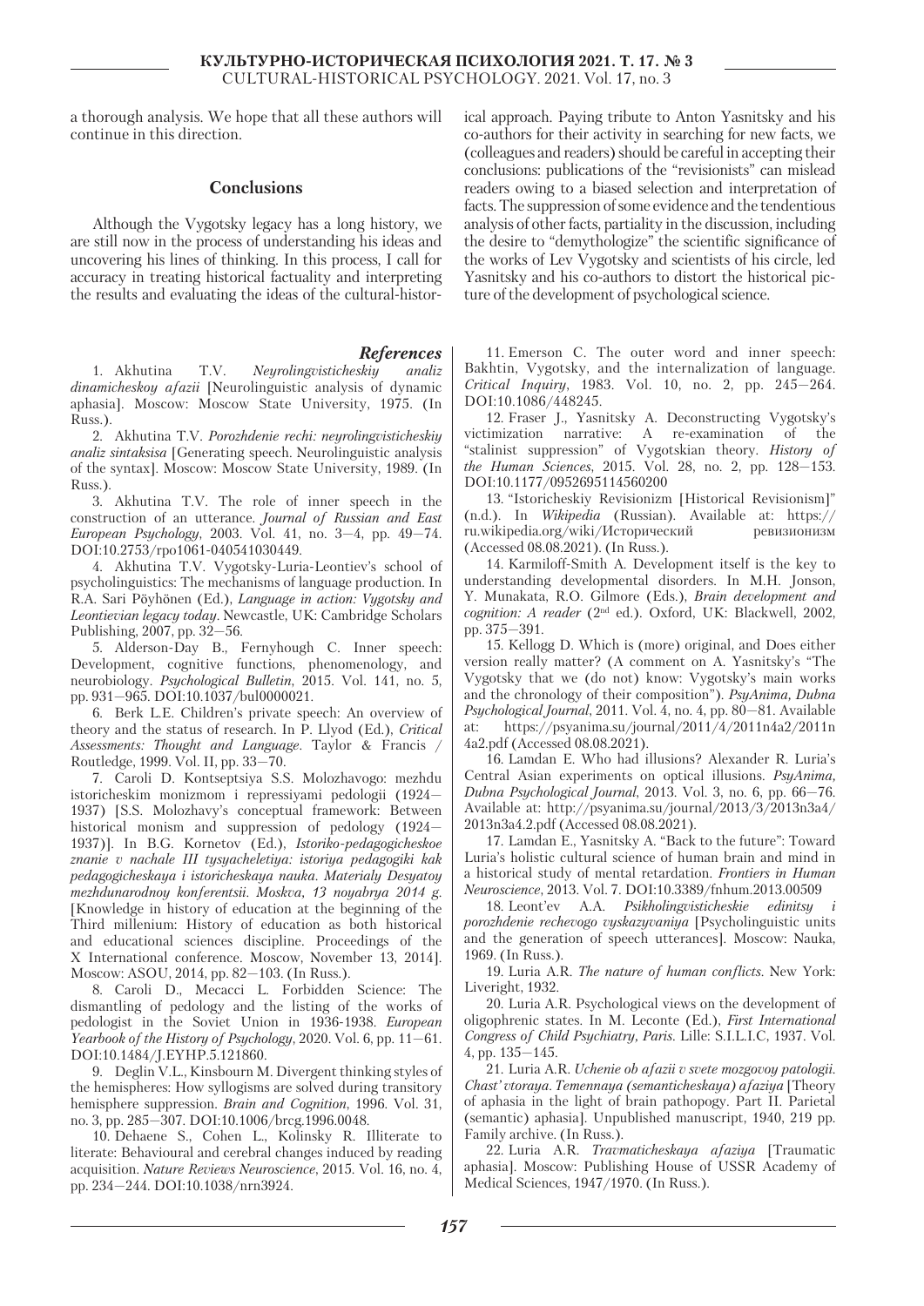a thorough analysis. We hope that all these authors will continue in this direction.

## Conclusions

Although the Vygotsky legacy has a long history, we are still now in the process of understanding his ideas and uncovering his lines of thinking. In this process, I call for accuracy in treating historical factuality and interpreting the results and evaluating the ideas of the cultural-historical approach. Paying tribute to Anton Yasnitsky and his co-authors for their activity in searching for new facts, we (colleagues and readers) should be careful in accepting their conclusions: publications of the "revisionists" can mislead readers owing to a biased selection and interpretation of facts. The suppression of some evidence and the tendentious analysis of other facts, partiality in the discussion, including the desire to "demythologize" the scientific significance of the works of Lev Vygotsky and scientists of his circle, led Yasnitsky and his co-authors to distort the historical picture of the development of psychological science.

## *References*

1. Akhutina T.V. *Neyrolingvisticheskiy analiz dinamicheskoy afazii* [Neurolinguistic analysis of dynamic aphasia]. Moscow: Moscow State University, 1975. (In Russ.).

2. Akhutina T.V. *Porozhdenie rechi: neyrolingvisticheskiy analiz sintaksisa* [Generating speech. Neurolinguistic analysis of the syntax]. Moscow: Moscow State University, 1989. (In Russ.).

3. Akhutina T.V. The role of inner speech in the construction of an utterance. *Journal of Russian and East European Psychology*, 2003. Vol. 41, no. 3—4, pp. 49—74. DOI:10.2753/rpo1061-040541030449.

4. Akhutina T.V. Vygotsky-Luria-Leontiev's school of psycholinguistics: The mechanisms of language production. In R.A. Sari Pöyhönen (Ed.), *Language in action: Vygotsky and Leontievian legacy today*. Newcastle, UK: Cambridge Scholars Publishing, 2007, pp. 32—56.

5. Alderson-Day B., Fernyhough C. Inner speech: Development, cognitive functions, phenomenology, and neurobiology. *Psychological Bulletin*, 2015. Vol. 141, no. 5, pp. 931—965. DOI:10.1037/bul0000021.

6. Berk L.E. Children's private speech: An overview of theory and the status of research. In P. Llyod (Ed.), *Critical Assessments: Thought and Language*. Taylor & Francis / Routledge, 1999. Vol. II, pp. 33—70.

7. Caroli D. Kontseptsiya S.S. Molozhavogo: mezhdu istoricheskim monizmom i repressiyami pedologii (1924—1937) [S.S. Molozhavy's conceptual framework: Between historical monism and suppression of pedology (1924—1937)]. In B.G. Kornetov (Ed.), *Istoriko-pedagogicheskoe znanie v nachale III tysyacheletiya: istoriya pedagogiki kak pedagogicheskaya i istoricheskaya nauka. Materialy Desyatoy mezhdunarodnoy konferentsii. Moskva, 13 noyabrya 2014 g.* [Knowledge in history of education at the beginning of the Third millenium: History of education as both historical and educational sciences discipline. Proceedings of the X International conference. Moscow, November 13, 2014]. Moscow: ASOU, 2014, pp. 82—103. (In Russ.).

8. Caroli D., Mecacci L. Forbidden Science: The dismantling of pedology and the listing of the works of pedologist in the Soviet Union in 1936-1938. *European Yearbook of the History of Psychology*, 2020. Vol. 6, pp. 11—61. DOI:10.1484/J.EYHP.5.121860.

9. Deglin V.L., Kinsbourn M. Divergent thinking styles of the hemispheres: How syllogisms are solved during transitory hemisphere suppression. *Brain and Cognition*, 1996. Vol. 31, no. 3, pp. 285—307. DOI:10.1006/brcg.1996.0048.

10. Dehaene S., Cohen L., Kolinsky R. Illiterate to literate: Behavioural and cerebral changes induced by reading acquisition. *Nature Reviews Neuroscience*, 2015. Vol. 16, no. 4, pp. 234—244. DOI:10.1038/nrn3924.

11. Emerson C. The outer word and inner speech: Bakhtin, Vygotsky, and the internalization of language. *Critical Inquiry*, 1983. Vol. 10, no. 2, pp. 245—264. DOI:10.1086/448245.

12. Fraser J., Yasnitsky A. Deconstructing Vygotsky's victimization narrative: A re-examination of the "stalinist suppression" of Vygotskian theory. *History of the Human Sciences*, 2015. Vol. 28, no. 2, pp. 128—153. DOI:10.1177/0952695114560200

13. "Istoricheskiy Revisionizm [Historical Revisionism]" (n.d.). In *Wikipedia* (Russian). Available at: https://ru.wikipedia.org/wiki/Исторический ревизионизм (Accessed 08.08.2021). (In Russ.).

14. Karmiloff-Smith A. Development itself is the key to understanding developmental disorders. In M.H. Jonson, Y. Munakata, R.O. Gilmore (Eds.), *Brain development and cognition: A reader* (2nd ed.). Oxford, UK: Blackwell, 2002, pp. 375—391.

15. Kellogg D. Which is (more) original, and Does either version really matter? (A comment on A. Yasnitsky's "The Vygotsky that we (do not) know: Vygotsky's main works and the chronology of their composition"). *PsyAnima, Dubna Psychological Journal*, 2011. Vol. 4, no. 4, pp. 80—81. Available at: https://psyanima.su/journal/2011/4/2011n4a2/2011n4a2.pdf (Accessed 08.08.2021).

16. Lamdan E. Who had illusions? Alexander R. Luria's Central Asian experiments on optical illusions. *PsyAnima, Dubna Psychological Journal*, 2013. Vol. 3, no. 6, pp. 66—76. Available at: http://psyanima.su/journal/2013/3/2013n3a4/2013n3a4.2.pdf (Accessed 08.08.2021).

17. Lamdan E., Yasnitsky A. "Back to the future": Toward Luria's holistic cultural science of human brain and mind in a historical study of mental retardation. *Frontiers in Human Neuroscience*, 2013. Vol. 7. DOI:10.3389/fnhum.2013.00509

18. Leont'ev A.A. *Psikholingvisticheskie edinitsy i porozhdenie rechevogo vyskazyvaniya* [Psycholinguistic units and the generation of speech utterances]. Moscow: Nauka, 1969. (In Russ.).

19. Luria A.R. *The nature of human conflicts*. New York: Liveright, 1932.

20. Luria A.R. Psychological views on the development of oligophrenic states. In M. Leconte (Ed.), *First International Congress of Child Psychiatry, Paris*. Lille: S.I.L.I.C, 1937. Vol. 4, pp. 135—145.

21. Luria A.R. *Uchenie ob afazii v svete mozgovoy patologii. Chast' vtoraya. Temennaya (semanticheskaya) afaziya* [Theory of aphasia in the light of brain pathopogy. Part II. Parietal (semantic) aphasia]. Unpublished manuscript, 1940, 219 pp. Family archive. (In Russ.).

22. Luria A.R. *Travmaticheskaya afaziya* [Traumatic aphasia]. Moscow: Publishing House of USSR Academy of Medical Sciences, 1947/1970. (In Russ.).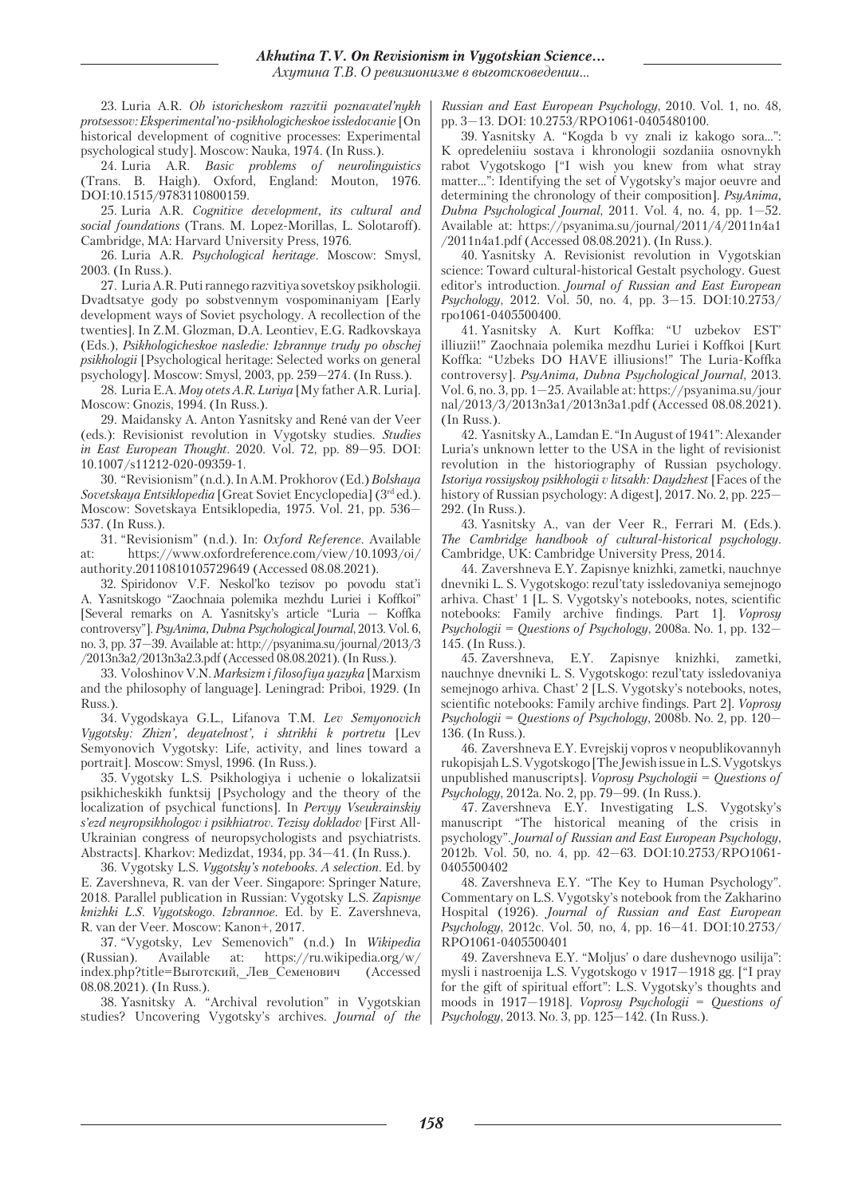23. Luria A.R. *Ob istoricheskom razvitii poznavatel'nykh protsessov: Eksperimental'no-psikhologicheskoe issledovanie* [On historical development of cognitive processes: Experimental psychological study]. Moscow: Nauka, 1974. (In Russ.).

24. Luria A.R. *Basic problems of neurolinguistics* (Trans. B. Haigh). Oxford, England: Mouton, 1976. DOI:10.1515/9783110800159.

25. Luria A.R. *Cognitive development, its cultural and social foundations* (Trans. M. Lopez-Morillas, L. Solotaroff). Cambridge, MA: Harvard University Press, 1976.

26. Luria A.R. *Psychological heritage*. Moscow: Smysl, 2003. (In Russ.).

27. Luria A.R. Puti rannego razvitiya sovetskoy psikhologii. Dvadtsatye gody po sobstvennym vospominaniyam [Early development ways of Soviet psychology. A recollection of the twenties]. In Z.M. Glozman, D.A. Leontiev, E.G. Radkovskaya (Eds.), *Psikhologicheskoe nasledie: Izbrannye trudy po obschej psikhologii* [Psychological heritage: Selected works on general psychology]. Moscow: Smysl, 2003, pp. 259—274. (In Russ.).

28. Luria E.A. *Moy otets A.R. Luriya* [My father A.R. Luria]. Moscow: Gnozis, 1994. (In Russ.).

29. Maidansky A. Anton Yasnitsky and René van der Veer (eds.): Revisionist revolution in Vygotsky studies. *Studies in East European Thought*. 2020. Vol. 72, pp. 89—95. DOI: 10.1007/s11212-020-09359-1.

30. "Revisionism" (n.d.). In A.M. Prokhorov (Ed.) *Bolshaya Sovetskaya Entsiklopedia* [Great Soviet Encyclopedia] (3rd ed.). Moscow: Sovetskaya Entsiklopedia, 1975. Vol. 21, pp. 536—537. (In Russ.).

31. "Revisionism" (n.d.). In: *Oxford Reference*. Available at: https://www.oxfordreference.com/view/10.1093/oi/authority.20110810105729649 (Accessed 08.08.2021).

32. Spiridonov V.F. Neskol'ko tezisov po povodu stat'i A. Yasnitskogo "Zaochnaia polemika mezhdu Luriei i Koffkoi" [Several remarks on A. Yasnitsky's article "Luria — Koffka controversy"]. *PsyAnima, Dubna Psychological Journal*, 2013. Vol. 6, no. 3, pp. 37—39. Available at: http://psyanima.su/journal/2013/3/2013n3a2/2013n3a2.3.pdf (Accessed 08.08.2021). (In Russ.).

33. Voloshinov V.N. *Marksizm i filosofiya yazyka* [Marxism and the philosophy of language]. Leningrad: Priboi, 1929. (In Russ.).

34. Vygodskaya G.L., Lifanova T.M. *Lev Semyonovich Vygotsky: Zhizn', deyatelnost', i shtrikhi k portretu* [Lev Semyonovich Vygotsky: Life, activity, and lines toward a portrait]. Moscow: Smysl, 1996. (In Russ.).

35. Vygotsky L.S. Psikhologiya i uchenie o lokalizatsii psikhicheskikh funktsij [Psychology and the theory of the localization of psychical functions]. In *Pervyy Vseukrainskiy s'ezd neyropsikhologov i psikhiatrov. Tezisy dokladov* [First All-Ukrainian congress of neuropsychologists and psychiatrists. Abstracts]. Kharkov: Medizdat, 1934, pp. 34—41. (In Russ.).

36. Vygotsky L.S. *Vygotsky's notebooks. A selection*. Ed. by E. Zavershneva, R. van der Veer. Singapore: Springer Nature, 2018. Parallel publication in Russian: Vygotsky L.S. *Zapisnye knizhki L.S. Vygotskogo. Izbrannoe*. Ed. by E. Zavershneva, R. van der Veer. Moscow: Kanon+, 2017.

37. "Vygotsky, Lev Semenovich" (n.d.) In *Wikipedia* (Russian). Available at: https://ru.wikipedia.org/w/index.php?title=Выготский,_Лев_Семенович (Accessed 08.08.2021). (In Russ.).

38. Yasnitsky A. "Archival revolution" in Vygotskian studies? Uncovering Vygotsky's archives. *Journal of the Russian and East European Psychology*, 2010. Vol. 1, no. 48, pp. 3—13. DOI: 10.2753/RPO1061-0405480100.

39. Yasnitsky A. "Kogda b vy znali iz kakogo sora...": K opredeleniiu sostava i khronologii sozdaniia osnovnykh rabot Vygotskogo ["I wish you knew from what stray matter...": Identifying the set of Vygotsky's major oeuvre and determining the chronology of their composition]. *PsyAnima, Dubna Psychological Journal*, 2011. Vol. 4, no. 4, pp. 1—52. Available at: https://psyanima.su/journal/2011/4/2011n4a1/2011n4a1.pdf (Accessed 08.08.2021). (In Russ.).

40. Yasnitsky A. Revisionist revolution in Vygotskian science: Toward cultural-historical Gestalt psychology. Guest editor's introduction. *Journal of Russian and East European Psychology*, 2012. Vol. 50, no. 4, pp. 3—15. DOI:10.2753/rpo1061-0405500400.

41. Yasnitsky A. Kurt Koffka: "U uzbekov EST' illiuzii!" Zaochnaia polemika mezdhu Luriei i Koffkoi [Kurt Koffka: "Uzbeks DO HAVE illiusions!" The Luria-Koffka controversy]. *PsyAnima, Dubna Psychological Journal*, 2013. Vol. 6, no. 3, pp. 1—25. Available at: https://psyanima.su/journal/2013/3/2013n3a1/2013n3a1.pdf (Accessed 08.08.2021). (In Russ.).

42. Yasnitsky A., Lamdan E. "In August of 1941": Alexander Luria's unknown letter to the USA in the light of revisionist revolution in the historiography of Russian psychology. *Istoriya rossiyskoy psikhologii v litsakh: Daydzhest* [Faces of the history of Russian psychology: A digest], 2017. No. 2, pp. 225—292. (In Russ.).

43. Yasnitsky A., van der Veer R., Ferrari M. (Eds.). *The Cambridge handbook of cultural-historical psychology*. Cambridge, UK: Cambridge University Press, 2014.

44. Zavershneva E.Y. Zapisnye knizhki, zametki, nauchnye dnevniki L. S. Vygotskogo: rezul'taty issledovaniya semejnogo arhiva. Chast' 1 [L. S. Vygotsky's notebooks, notes, scientific notebooks: Family archive findings. Part 1]. *Voprosy Psychologii = Questions of Psychology*, 2008a. No. 1, pp. 132—145. (In Russ.).

45. Zavershneva, E.Y. Zapisnye knizhki, zametki, nauchnye dnevniki L. S. Vygotskogo: rezul'taty issledovaniya semejnogo arhiva. Chast' 2 [L.S. Vygotsky's notebooks, notes, scientific notebooks: Family archive findings. Part 2]. *Voprosy Psychologii = Questions of Psychology*, 2008b. No. 2, pp. 120—136. (In Russ.).

46. Zavershneva E.Y. Evrejskij vopros v neopublikovannyh rukopisjah L.S. Vygotskogo [The Jewish issue in L.S. Vygotskys unpublished manuscripts]. *Voprosy Psychologii = Questions of Psychology*, 2012a. No. 2, pp. 79—99. (In Russ.).

47. Zavershneva E.Y. Investigating L.S. Vygotsky's manuscript "The historical meaning of the crisis in psychology". *Journal of Russian and East European Psychology*, 2012b. Vol. 50, no. 4, pp. 42—63. DOI:10.2753/RPO1061-0405500402

48. Zavershneva E.Y. "The Key to Human Psychology". Commentary on L.S. Vygotsky's notebook from the Zakharino Hospital (1926). *Journal of Russian and East European Psychology*, 2012c. Vol. 50, no, 4, pp. 16—41. DOI:10.2753/RPO1061-0405500401

49. Zavershneva E.Y. "Moljus' o dare dushevnogo usilija": mysli i nastroenija L.S. Vygotskogo v 1917—1918 gg. ["I pray for the gift of spiritual effort": L.S. Vygotsky's thoughts and moods in 1917—1918]. *Voprosy Psychologii = Questions of Psychology*, 2013. No. 3, pp. 125—142. (In Russ.).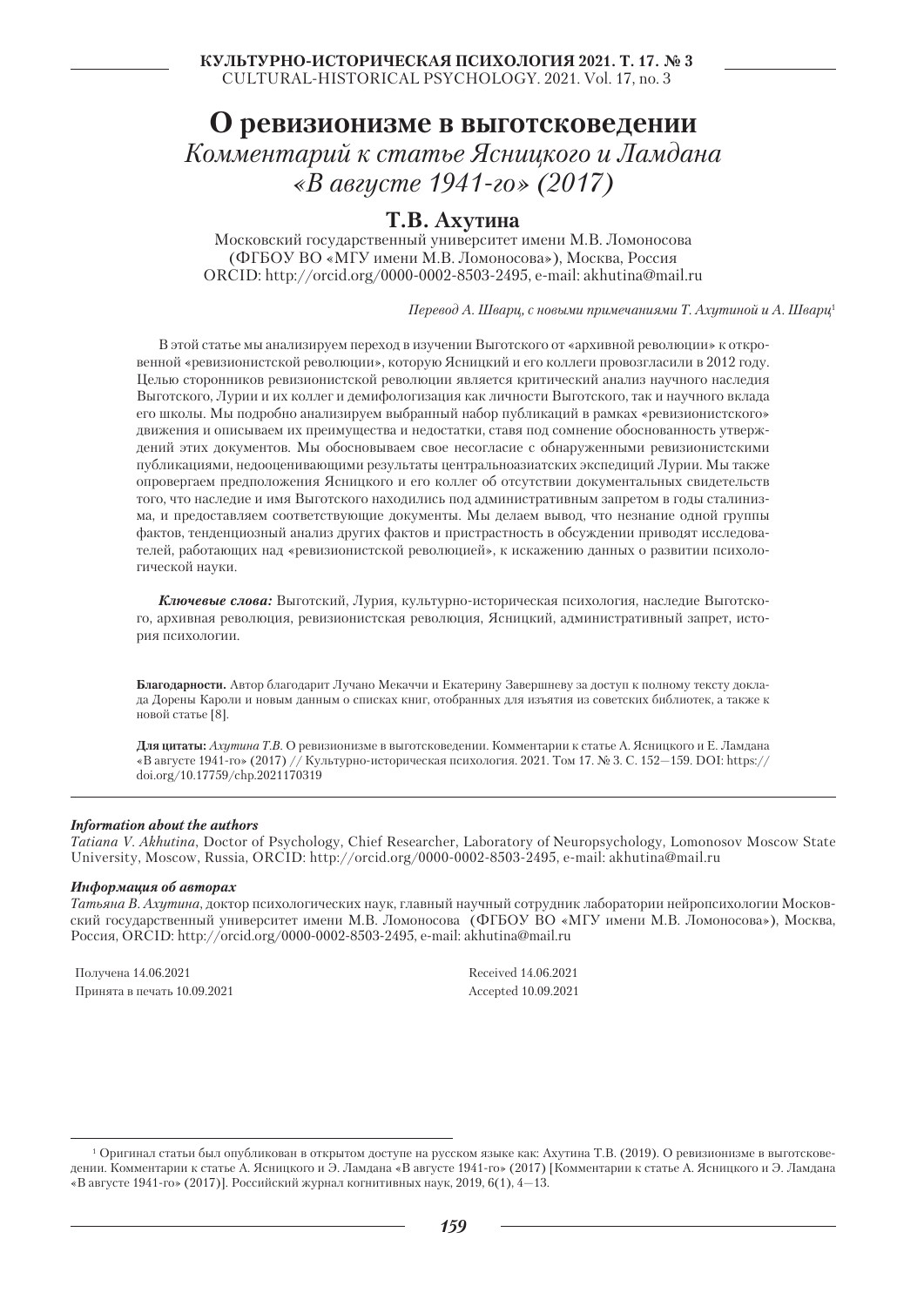# О ревизионизме в выготсковедении

*Комментарий к статье Ясницкого и Ламдана «В августе 1941-го» (2017)*

## Т.В. Ахутина

Московский государственный университет имени М.В. Ломоносова (ФГБОУ ВО «МГУ имени М.В. Ломоносова»), Москва, Россия
ORCID: http://orcid.org/0000-0002-8503-2495, e-mail: akhutina@mail.ru

*Перевод А. Шварц, с новыми примечаниями Т. Ахутиной и А. Шварц*[1]

В этой статье мы анализируем переход в изучении Выготского от «архивной революции» к откровенной «ревизионистской революции», которую Ясницкий и его коллеги провозгласили в 2012 году. Целью сторонников ревизионистской революции является критический анализ научного наследия Выготского, Лурии и их коллег и демифологизация как личности Выготского, так и научного вклада его школы. Мы подробно анализируем выбранный набор публикаций в рамках «ревизионистского» движения и описываем их преимущества и недостатки, ставя под сомнение обоснованность утверждений этих документов. Мы обосновываем свое несогласие с обнаруженными ревизионистскими публикациями, недооценивающими результаты центральноазиатских экспедиций Лурии. Мы также опровергаем предположения Ясницкого и его коллег об отсутствии документальных свидетельств того, что наследие и имя Выготского находились под административным запретом в годы сталинизма, и предоставляем соответствующие документы. Мы делаем вывод, что незнание одной группы фактов, тенденциозный анализ других фактов и пристрастность в обсуждении приводят исследователей, работающих над «ревизионистской революцией», к искажению данных о развитии психологической науки.

***Ключевые слова:*** Выготский, Лурия, культурно-историческая психология, наследие Выготского, архивная революция, ревизионистская революция, Ясницкий, административный запрет, история психологии.

**Благодарности.** Автор благодарит Лучано Мекаччи и Екатерину Завершневу за доступ к полному тексту доклада Дорены Кароли и новым данным о списках книг, отобранных для изъятия из советских библиотек, а также к новой статье [8].

**Для цитаты:** *Ахутина Т.В.* О ревизионизме в выготсковедении. Комментарии к статье А. Ясницкого и Е. Ламдана «В августе 1941-го» (2017) // Культурно-историческая психология. 2021. Том 17. № 3. С. 152—159. DOI: https://doi.org/10.17759/chp.2021170319

***Information about the authors***

*Tatiana V. Akhutina*, Doctor of Psychology, Chief Researcher, Laboratory of Neuropsychology, Lomonosov Moscow State University, Moscow, Russia, ORCID: http://orcid.org/0000-0002-8503-2495, e-mail: akhutina@mail.ru

***Информация об авторах***

*Татьяна В. Ахутина*, доктор психологических наук, главный научный сотрудник лаборатории нейропсихологии Московский государственный университет имени М.В. Ломоносова (ФГБОУ ВО «МГУ имени М.В. Ломоносова»), Москва, Россия, ORCID: http://orcid.org/0000-0002-8503-2495, e-mail: akhutina@mail.ru

Получена 14.06.2021
Принята в печать 10.09.2021

Received 14.06.2021
Accepted 10.09.2021

[1] Оригинал статьи был опубликован в открытом доступе на русском языке как: Ахутина Т.В. (2019). О ревизионизме в выготсковедении. Комментарии к статье А. Ясницкого и Э. Ламдана «В августе 1941-го» (2017) [Комментарии к статье А. Ясницкого и Э. Ламдана «В августе 1941-го» (2017)]. Российский журнал когнитивных наук, 2019, 6(1), 4—13.